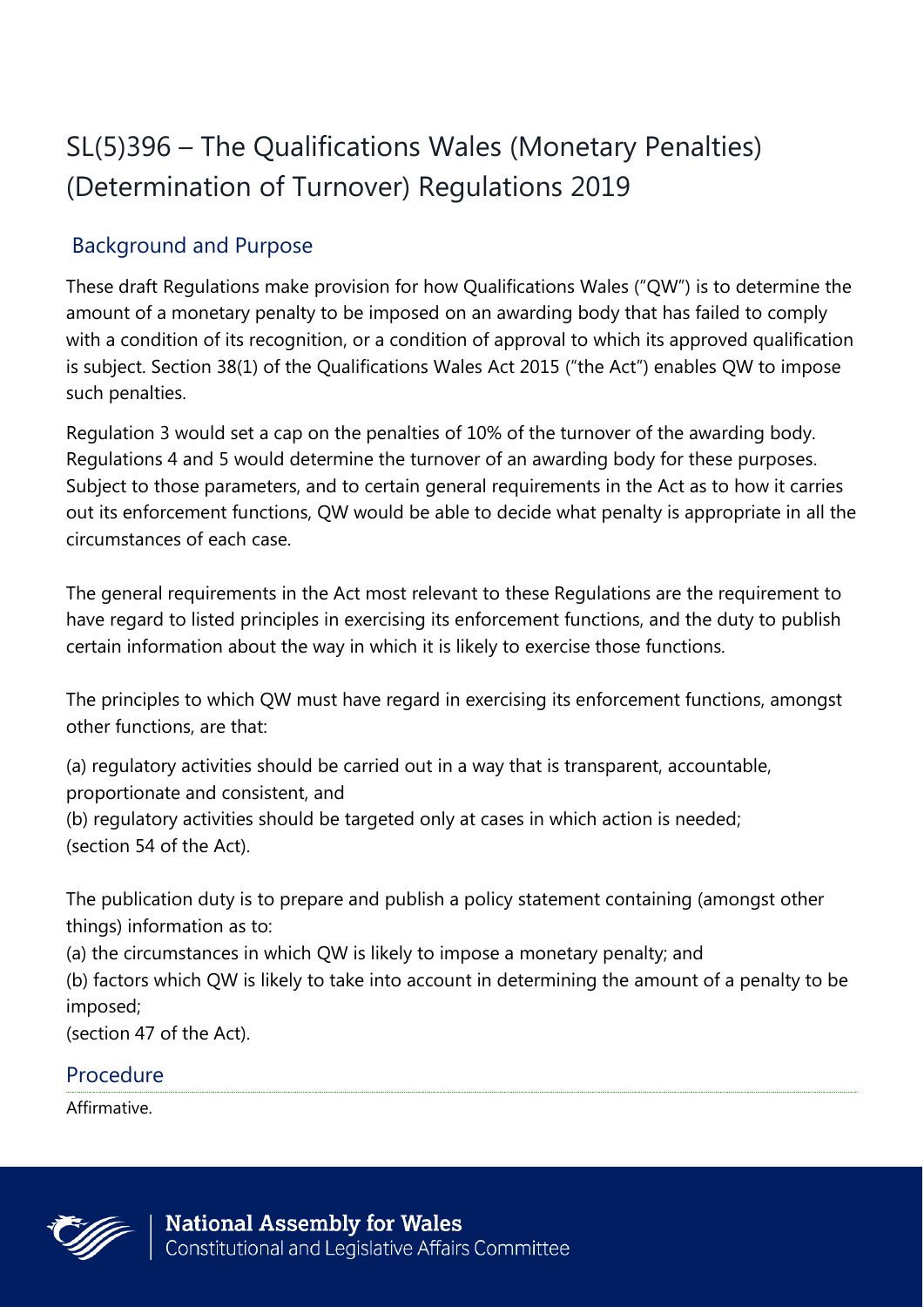# SL(5)396 – The Qualifications Wales (Monetary Penalties) (Determination of Turnover) Regulations 2019

## Background and Purpose

These draft Regulations make provision for how Qualifications Wales ("QW") is to determine the amount of a monetary penalty to be imposed on an awarding body that has failed to comply with a condition of its recognition, or a condition of approval to which its approved qualification is subject. Section 38(1) of the Qualifications Wales Act 2015 ("the Act") enables QW to impose such penalties.

Regulation 3 would set a cap on the penalties of 10% of the turnover of the awarding body. Regulations 4 and 5 would determine the turnover of an awarding body for these purposes. Subject to those parameters, and to certain general requirements in the Act as to how it carries out its enforcement functions, QW would be able to decide what penalty is appropriate in all the circumstances of each case.

The general requirements in the Act most relevant to these Regulations are the requirement to have regard to listed principles in exercising its enforcement functions, and the duty to publish certain information about the way in which it is likely to exercise those functions.

The principles to which QW must have regard in exercising its enforcement functions, amongst other functions, are that:

(a) regulatory activities should be carried out in a way that is transparent, accountable, proportionate and consistent, and
(b) regulatory activities should be targeted only at cases in which action is needed;
(section 54 of the Act).

The publication duty is to prepare and publish a policy statement containing (amongst other things) information as to:
(a) the circumstances in which QW is likely to impose a monetary penalty; and
(b) factors which QW is likely to take into account in determining the amount of a penalty to be imposed;
(section 47 of the Act).

## Procedure

Affirmative.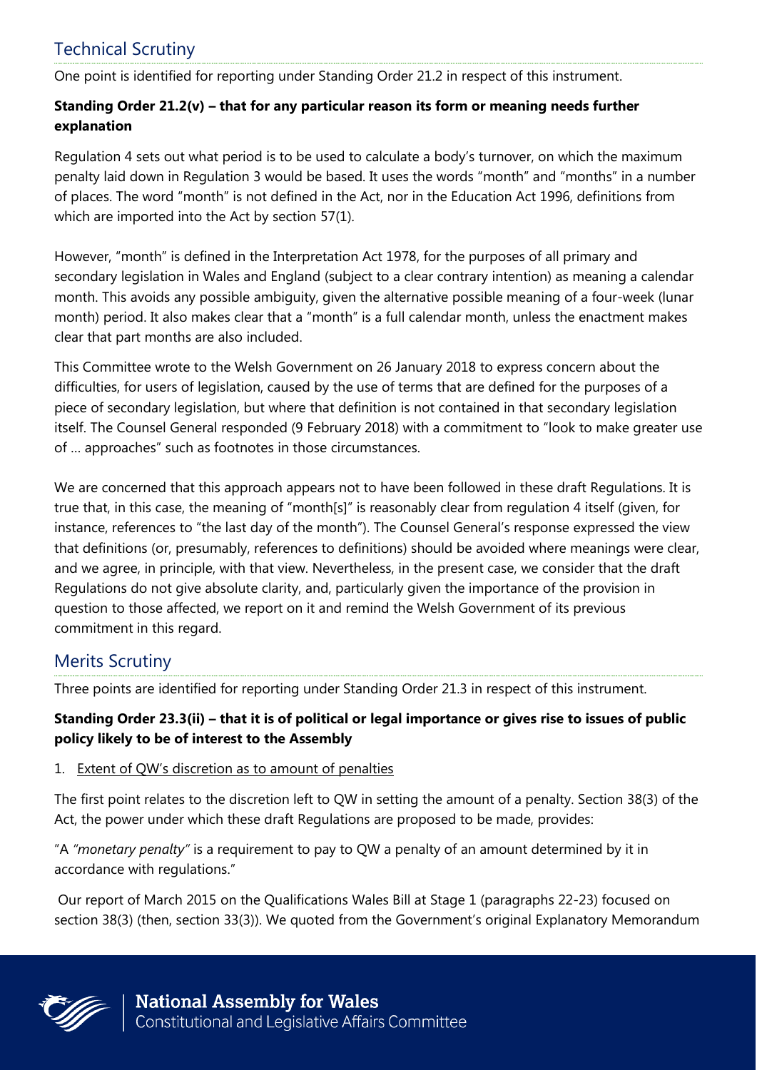## Technical Scrutiny

One point is identified for reporting under Standing Order 21.2 in respect of this instrument.

**Standing Order 21.2(v) – that for any particular reason its form or meaning needs further explanation**

Regulation 4 sets out what period is to be used to calculate a body's turnover, on which the maximum penalty laid down in Regulation 3 would be based. It uses the words "month" and "months" in a number of places. The word "month" is not defined in the Act, nor in the Education Act 1996, definitions from which are imported into the Act by section 57(1).

However, "month" is defined in the Interpretation Act 1978, for the purposes of all primary and secondary legislation in Wales and England (subject to a clear contrary intention) as meaning a calendar month. This avoids any possible ambiguity, given the alternative possible meaning of a four-week (lunar month) period. It also makes clear that a "month" is a full calendar month, unless the enactment makes clear that part months are also included.

This Committee wrote to the Welsh Government on 26 January 2018 to express concern about the difficulties, for users of legislation, caused by the use of terms that are defined for the purposes of a piece of secondary legislation, but where that definition is not contained in that secondary legislation itself. The Counsel General responded (9 February 2018) with a commitment to "look to make greater use of … approaches" such as footnotes in those circumstances.

We are concerned that this approach appears not to have been followed in these draft Regulations. It is true that, in this case, the meaning of "month[s]" is reasonably clear from regulation 4 itself (given, for instance, references to "the last day of the month"). The Counsel General's response expressed the view that definitions (or, presumably, references to definitions) should be avoided where meanings were clear, and we agree, in principle, with that view. Nevertheless, in the present case, we consider that the draft Regulations do not give absolute clarity, and, particularly given the importance of the provision in question to those affected, we report on it and remind the Welsh Government of its previous commitment in this regard.

## Merits Scrutiny

Three points are identified for reporting under Standing Order 21.3 in respect of this instrument.

**Standing Order 23.3(ii) – that it is of political or legal importance or gives rise to issues of public policy likely to be of interest to the Assembly**

1. Extent of QW's discretion as to amount of penalties

The first point relates to the discretion left to QW in setting the amount of a penalty. Section 38(3) of the Act, the power under which these draft Regulations are proposed to be made, provides:

"A *"monetary penalty"* is a requirement to pay to QW a penalty of an amount determined by it in accordance with regulations."

Our report of March 2015 on the Qualifications Wales Bill at Stage 1 (paragraphs 22-23) focused on section 38(3) (then, section 33(3)). We quoted from the Government's original Explanatory Memorandum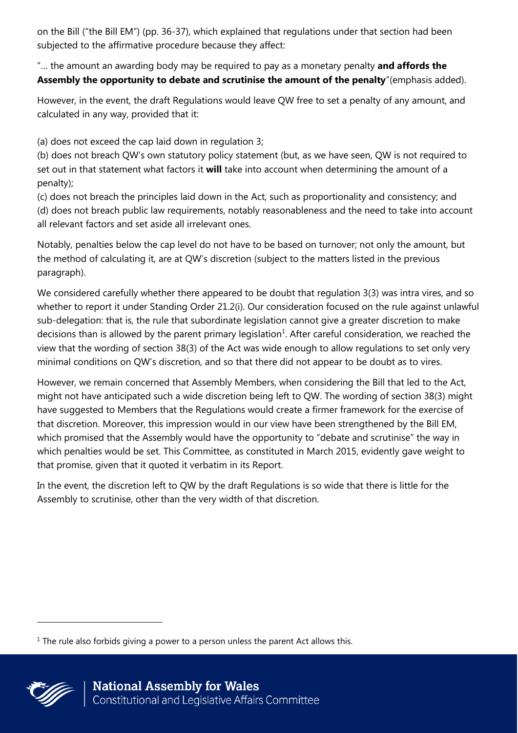on the Bill ("the Bill EM") (pp. 36-37), which explained that regulations under that section had been subjected to the affirmative procedure because they affect:

"… the amount an awarding body may be required to pay as a monetary penalty **and affords the Assembly the opportunity to debate and scrutinise the amount of the penalty**"(emphasis added).

However, in the event, the draft Regulations would leave QW free to set a penalty of any amount, and calculated in any way, provided that it:

(a) does not exceed the cap laid down in regulation 3;
(b) does not breach QW's own statutory policy statement (but, as we have seen, QW is not required to set out in that statement what factors it **will** take into account when determining the amount of a penalty);
(c) does not breach the principles laid down in the Act, such as proportionality and consistency; and
(d) does not breach public law requirements, notably reasonableness and the need to take into account all relevant factors and set aside all irrelevant ones.

Notably, penalties below the cap level do not have to be based on turnover; not only the amount, but the method of calculating it, are at QW's discretion (subject to the matters listed in the previous paragraph).

We considered carefully whether there appeared to be doubt that regulation 3(3) was intra vires, and so whether to report it under Standing Order 21.2(i). Our consideration focused on the rule against unlawful sub-delegation: that is, the rule that subordinate legislation cannot give a greater discretion to make decisions than is allowed by the parent primary legislation[1]. After careful consideration, we reached the view that the wording of section 38(3) of the Act was wide enough to allow regulations to set only very minimal conditions on QW's discretion, and so that there did not appear to be doubt as to vires.

However, we remain concerned that Assembly Members, when considering the Bill that led to the Act, might not have anticipated such a wide discretion being left to QW. The wording of section 38(3) might have suggested to Members that the Regulations would create a firmer framework for the exercise of that discretion. Moreover, this impression would in our view have been strengthened by the Bill EM, which promised that the Assembly would have the opportunity to "debate and scrutinise" the way in which penalties would be set. This Committee, as constituted in March 2015, evidently gave weight to that promise, given that it quoted it verbatim in its Report.

In the event, the discretion left to QW by the draft Regulations is so wide that there is little for the Assembly to scrutinise, other than the very width of that discretion.

[1] The rule also forbids giving a power to a person unless the parent Act allows this.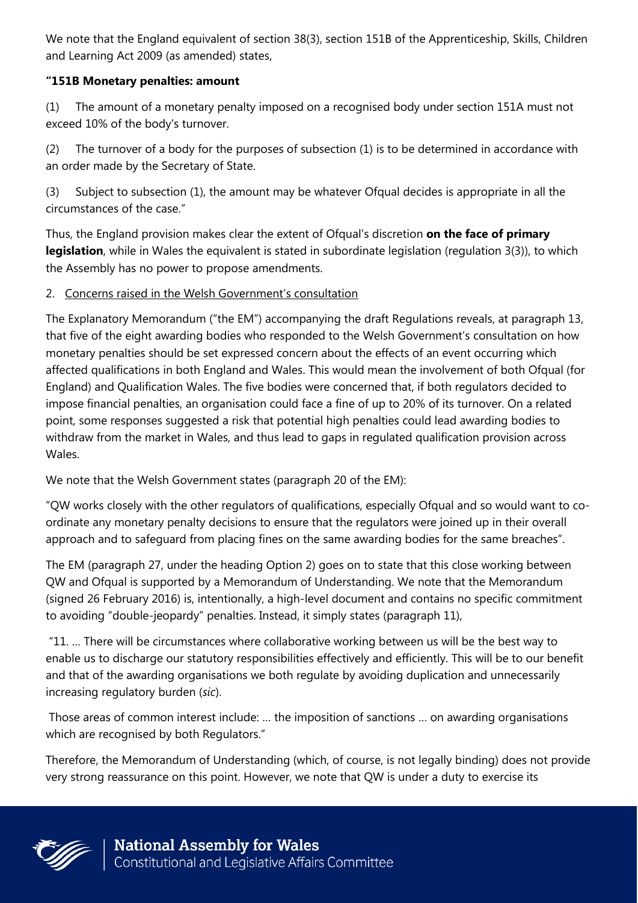We note that the England equivalent of section 38(3), section 151B of the Apprenticeship, Skills, Children and Learning Act 2009 (as amended) states,

**"151B Monetary penalties: amount**

(1) The amount of a monetary penalty imposed on a recognised body under section 151A must not exceed 10% of the body's turnover.

(2) The turnover of a body for the purposes of subsection (1) is to be determined in accordance with an order made by the Secretary of State.

(3) Subject to subsection (1), the amount may be whatever Ofqual decides is appropriate in all the circumstances of the case."

Thus, the England provision makes clear the extent of Ofqual's discretion **on the face of primary legislation**, while in Wales the equivalent is stated in subordinate legislation (regulation 3(3)), to which the Assembly has no power to propose amendments.

2. Concerns raised in the Welsh Government's consultation

The Explanatory Memorandum ("the EM") accompanying the draft Regulations reveals, at paragraph 13, that five of the eight awarding bodies who responded to the Welsh Government's consultation on how monetary penalties should be set expressed concern about the effects of an event occurring which affected qualifications in both England and Wales. This would mean the involvement of both Ofqual (for England) and Qualification Wales. The five bodies were concerned that, if both regulators decided to impose financial penalties, an organisation could face a fine of up to 20% of its turnover. On a related point, some responses suggested a risk that potential high penalties could lead awarding bodies to withdraw from the market in Wales, and thus lead to gaps in regulated qualification provision across Wales.

We note that the Welsh Government states (paragraph 20 of the EM):

"QW works closely with the other regulators of qualifications, especially Ofqual and so would want to co-ordinate any monetary penalty decisions to ensure that the regulators were joined up in their overall approach and to safeguard from placing fines on the same awarding bodies for the same breaches".

The EM (paragraph 27, under the heading Option 2) goes on to state that this close working between QW and Ofqual is supported by a Memorandum of Understanding. We note that the Memorandum (signed 26 February 2016) is, intentionally, a high-level document and contains no specific commitment to avoiding "double-jeopardy" penalties. Instead, it simply states (paragraph 11),

"11. … There will be circumstances where collaborative working between us will be the best way to enable us to discharge our statutory responsibilities effectively and efficiently. This will be to our benefit and that of the awarding organisations we both regulate by avoiding duplication and unnecessarily increasing regulatory burden (*sic*).

Those areas of common interest include: … the imposition of sanctions … on awarding organisations which are recognised by both Regulators."

Therefore, the Memorandum of Understanding (which, of course, is not legally binding) does not provide very strong reassurance on this point. However, we note that QW is under a duty to exercise its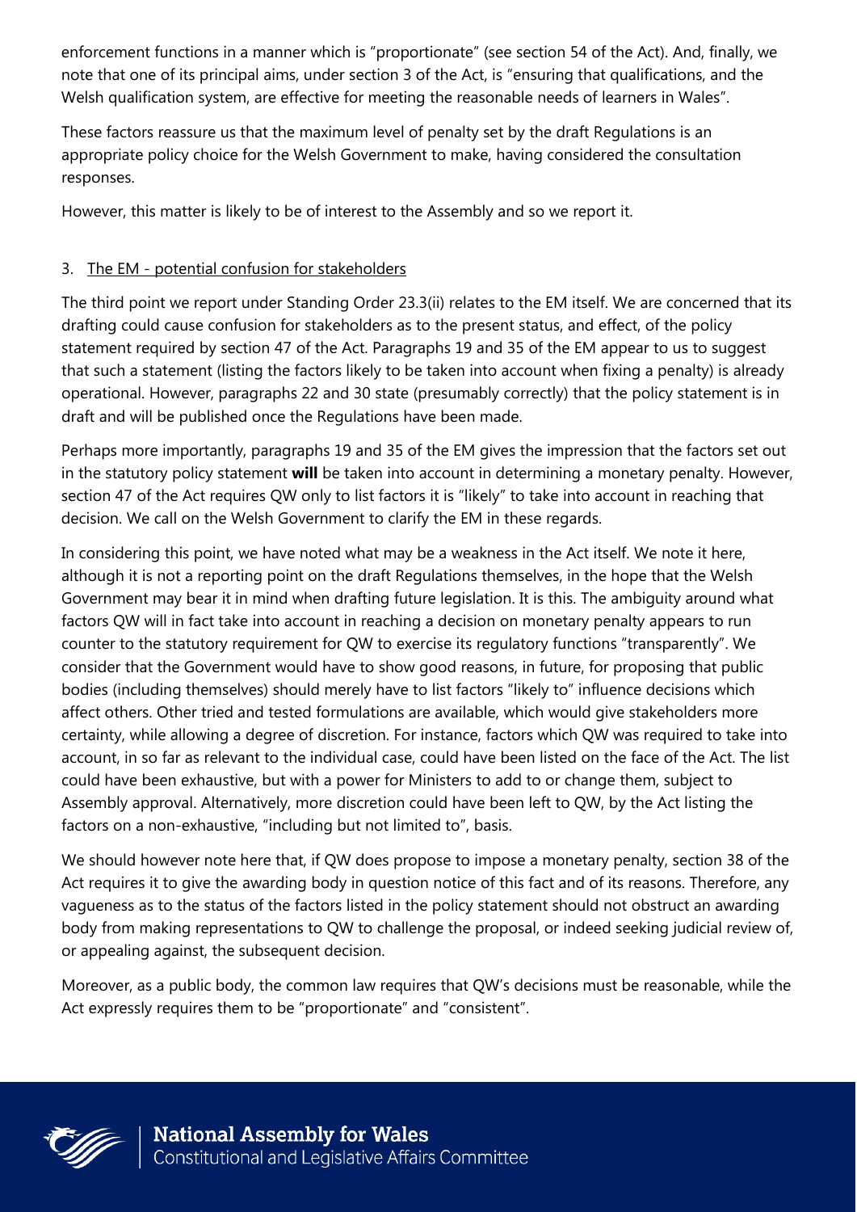enforcement functions in a manner which is "proportionate" (see section 54 of the Act). And, finally, we note that one of its principal aims, under section 3 of the Act, is "ensuring that qualifications, and the Welsh qualification system, are effective for meeting the reasonable needs of learners in Wales".

These factors reassure us that the maximum level of penalty set by the draft Regulations is an appropriate policy choice for the Welsh Government to make, having considered the consultation responses.

However, this matter is likely to be of interest to the Assembly and so we report it.

3. The EM - potential confusion for stakeholders

The third point we report under Standing Order 23.3(ii) relates to the EM itself. We are concerned that its drafting could cause confusion for stakeholders as to the present status, and effect, of the policy statement required by section 47 of the Act. Paragraphs 19 and 35 of the EM appear to us to suggest that such a statement (listing the factors likely to be taken into account when fixing a penalty) is already operational. However, paragraphs 22 and 30 state (presumably correctly) that the policy statement is in draft and will be published once the Regulations have been made.

Perhaps more importantly, paragraphs 19 and 35 of the EM gives the impression that the factors set out in the statutory policy statement **will** be taken into account in determining a monetary penalty. However, section 47 of the Act requires QW only to list factors it is "likely" to take into account in reaching that decision. We call on the Welsh Government to clarify the EM in these regards.

In considering this point, we have noted what may be a weakness in the Act itself. We note it here, although it is not a reporting point on the draft Regulations themselves, in the hope that the Welsh Government may bear it in mind when drafting future legislation. It is this. The ambiguity around what factors QW will in fact take into account in reaching a decision on monetary penalty appears to run counter to the statutory requirement for QW to exercise its regulatory functions "transparently". We consider that the Government would have to show good reasons, in future, for proposing that public bodies (including themselves) should merely have to list factors "likely to" influence decisions which affect others. Other tried and tested formulations are available, which would give stakeholders more certainty, while allowing a degree of discretion. For instance, factors which QW was required to take into account, in so far as relevant to the individual case, could have been listed on the face of the Act. The list could have been exhaustive, but with a power for Ministers to add to or change them, subject to Assembly approval. Alternatively, more discretion could have been left to QW, by the Act listing the factors on a non-exhaustive, "including but not limited to", basis.

We should however note here that, if QW does propose to impose a monetary penalty, section 38 of the Act requires it to give the awarding body in question notice of this fact and of its reasons. Therefore, any vagueness as to the status of the factors listed in the policy statement should not obstruct an awarding body from making representations to QW to challenge the proposal, or indeed seeking judicial review of, or appealing against, the subsequent decision.

Moreover, as a public body, the common law requires that QW's decisions must be reasonable, while the Act expressly requires them to be "proportionate" and "consistent".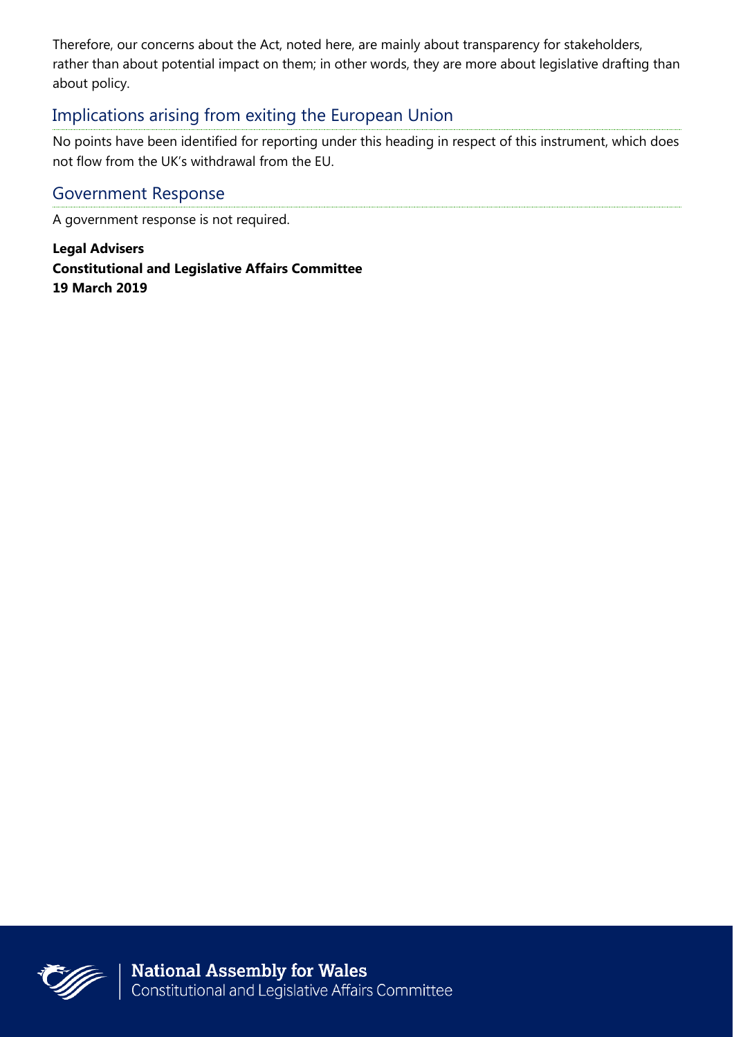Therefore, our concerns about the Act, noted here, are mainly about transparency for stakeholders, rather than about potential impact on them; in other words, they are more about legislative drafting than about policy.

## Implications arising from exiting the European Union

No points have been identified for reporting under this heading in respect of this instrument, which does not flow from the UK's withdrawal from the EU.

## Government Response

A government response is not required.

**Legal Advisers**
**Constitutional and Legislative Affairs Committee**
**19 March 2019**